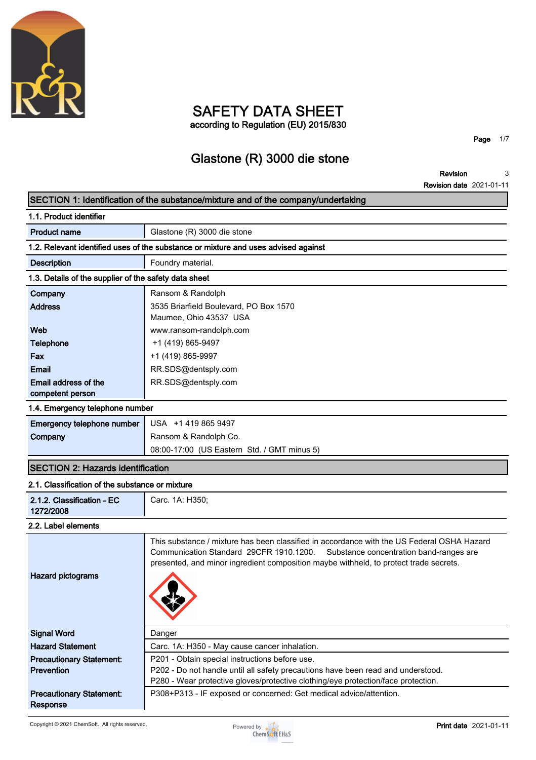# SAFETY DATA SHEET

according to Regulation (EU) 2015/830

## Glastone (R) 3000 die stone

**Revision** 3
**Revision date** 2021-01-11

## SECTION 1: Identification of the substance/mixture and of the company/undertaking

### 1.1. Product identifier

| | |
|---|---|
| **Product name** | Glastone (R) 3000 die stone |

### 1.2. Relevant identified uses of the substance or mixture and uses advised against

| | |
|---|---|
| **Description** | Foundry material. |

### 1.3. Details of the supplier of the safety data sheet

| | |
|---|---|
| **Company** | Ransom & Randolph |
| **Address** | 3535 Briarfield Boulevard, PO Box 1570<br>Maumee, Ohio 43537 USA |
| **Web** | www.ransom-randolph.com |
| **Telephone** | +1 (419) 865-9497 |
| **Fax** | +1 (419) 865-9997 |
| **Email** | RR.SDS@dentsply.com |
| **Email address of the competent person** | RR.SDS@dentsply.com |

### 1.4. Emergency telephone number

| | |
|---|---|
| **Emergency telephone number** | USA +1 419 865 9497 |
| **Company** | Ransom & Randolph Co.<br>08:00-17:00 (US Eastern Std. / GMT minus 5) |

## SECTION 2: Hazards identification

### 2.1. Classification of the substance or mixture

| | |
|---|---|
| **2.1.2. Classification - EC 1272/2008** | Carc. 1A: H350; |

### 2.2. Label elements

| | |
|---|---|
| **Hazard pictograms** | This substance / mixture has been classified in accordance with the US Federal OSHA Hazard Communication Standard 29CFR 1910.1200. Substance concentration band-ranges are presented, and minor ingredient composition maybe withheld, to protect trade secrets. |
| **Signal Word** | Danger |
| **Hazard Statement** | Carc. 1A: H350 - May cause cancer inhalation. |
| **Precautionary Statement: Prevention** | P201 - Obtain special instructions before use.<br>P202 - Do not handle until all safety precautions have been read and understood.<br>P280 - Wear protective gloves/protective clothing/eye protection/face protection. |
| **Precautionary Statement: Response** | P308+P313 - IF exposed or concerned: Get medical advice/attention. |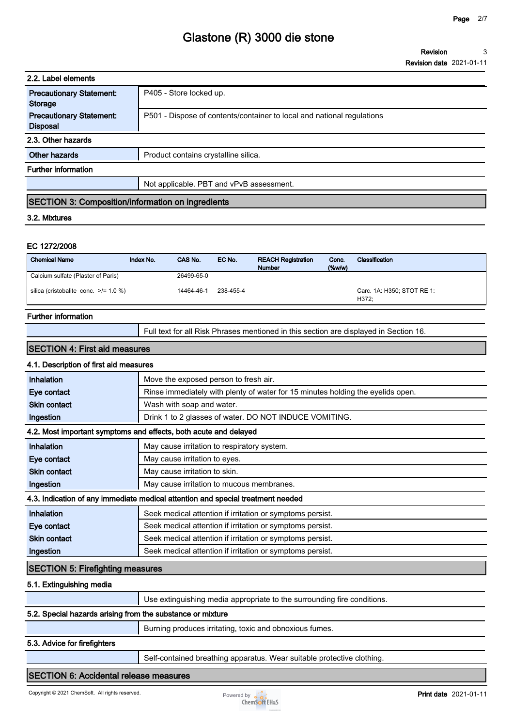### 2.2. Label elements

| | |
|---|---|
| **Precautionary Statement: Storage** | P405 - Store locked up. |
| **Precautionary Statement: Disposal** | P501 - Dispose of contents/container to local and national regulations |

### 2.3. Other hazards

| | |
|---|---|
| **Other hazards** | Product contains crystalline silica. |

**Further information**

| | |
|---|---|
| | Not applicable. PBT and vPvB assessment. |

## SECTION 3: Composition/information on ingredients

### 3.2. Mixtures

**EC 1272/2008**

| Chemical Name | Index No. | CAS No. | EC No. | REACH Registration Number | Conc. (%w/w) | Classification |
|---|---|---|---|---|---|---|
| Calcium sulfate (Plaster of Paris) | | 26499-65-0 | | | | |
| silica (cristobalite conc. >/= 1.0 %) | | 14464-46-1 | 238-455-4 | | | Carc. 1A: H350; STOT RE 1: H372; |

**Further information**

| | |
|---|---|
| | Full text for all Risk Phrases mentioned in this section are displayed in Section 16. |

## SECTION 4: First aid measures

### 4.1. Description of first aid measures

| | |
|---|---|
| **Inhalation** | Move the exposed person to fresh air. |
| **Eye contact** | Rinse immediately with plenty of water for 15 minutes holding the eyelids open. |
| **Skin contact** | Wash with soap and water. |
| **Ingestion** | Drink 1 to 2 glasses of water. DO NOT INDUCE VOMITING. |

### 4.2. Most important symptoms and effects, both acute and delayed

| | |
|---|---|
| **Inhalation** | May cause irritation to respiratory system. |
| **Eye contact** | May cause irritation to eyes. |
| **Skin contact** | May cause irritation to skin. |
| **Ingestion** | May cause irritation to mucous membranes. |

### 4.3. Indication of any immediate medical attention and special treatment needed

| | |
|---|---|
| **Inhalation** | Seek medical attention if irritation or symptoms persist. |
| **Eye contact** | Seek medical attention if irritation or symptoms persist. |
| **Skin contact** | Seek medical attention if irritation or symptoms persist. |
| **Ingestion** | Seek medical attention if irritation or symptoms persist. |

## SECTION 5: Firefighting measures

### 5.1. Extinguishing media

| | |
|---|---|
| | Use extinguishing media appropriate to the surrounding fire conditions. |

### 5.2. Special hazards arising from the substance or mixture

| | |
|---|---|
| | Burning produces irritating, toxic and obnoxious fumes. |

### 5.3. Advice for firefighters

| | |
|---|---|
| | Self-contained breathing apparatus. Wear suitable protective clothing. |

## SECTION 6: Accidental release measures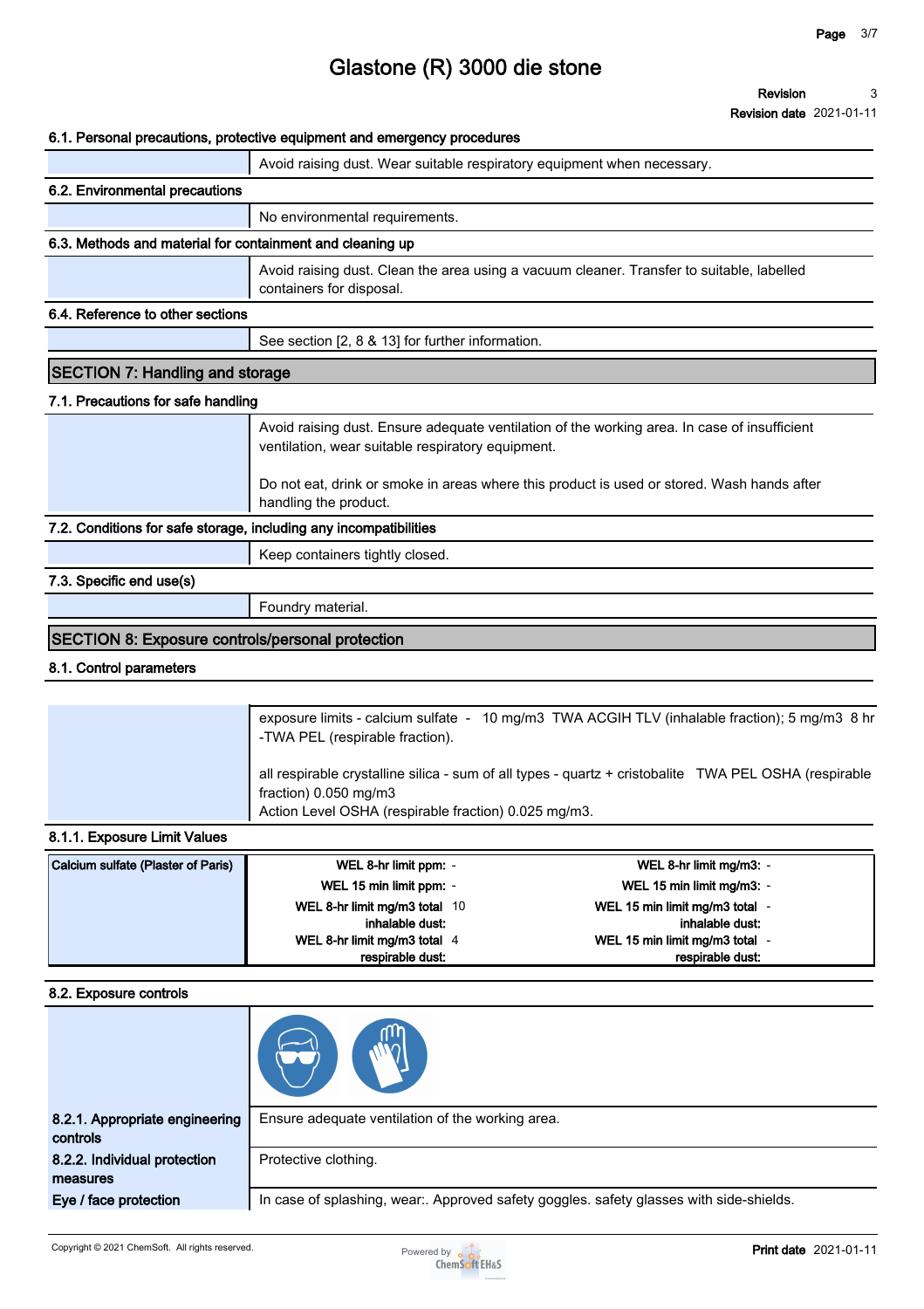# Glastone (R) 3000 die stone

**Revision** 3
**Revision date** 2021-01-11

### 6.1. Personal precautions, protective equipment and emergency procedures

Avoid raising dust. Wear suitable respiratory equipment when necessary.

### 6.2. Environmental precautions

No environmental requirements.

### 6.3. Methods and material for containment and cleaning up

Avoid raising dust. Clean the area using a vacuum cleaner. Transfer to suitable, labelled containers for disposal.

### 6.4. Reference to other sections

See section [2, 8 & 13] for further information.

## SECTION 7: Handling and storage

### 7.1. Precautions for safe handling

Avoid raising dust. Ensure adequate ventilation of the working area. In case of insufficient ventilation, wear suitable respiratory equipment.

Do not eat, drink or smoke in areas where this product is used or stored. Wash hands after handling the product.

### 7.2. Conditions for safe storage, including any incompatibilities

Keep containers tightly closed.

### 7.3. Specific end use(s)

Foundry material.

## SECTION 8: Exposure controls/personal protection

### 8.1. Control parameters

exposure limits - calcium sulfate - 10 mg/m3 TWA ACGIH TLV (inhalable fraction); 5 mg/m3 8 hr -TWA PEL (respirable fraction).

all respirable crystalline silica - sum of all types - quartz + cristobalite TWA PEL OSHA (respirable fraction) 0.050 mg/m3
Action Level OSHA (respirable fraction) 0.025 mg/m3.

### 8.1.1. Exposure Limit Values

| Calcium sulfate (Plaster of Paris) | | | | |
|---|---|---|---|---|
| | WEL 8-hr limit ppm: | - | WEL 8-hr limit mg/m3: | - |
| | WEL 15 min limit ppm: | - | WEL 15 min limit mg/m3: | - |
| | WEL 8-hr limit mg/m3 total inhalable dust: | 10 | WEL 15 min limit mg/m3 total inhalable dust: | - |
| | WEL 8-hr limit mg/m3 total respirable dust: | 4 | WEL 15 min limit mg/m3 total respirable dust: | - |

### 8.2. Exposure controls

**8.2.1. Appropriate engineering controls**
Ensure adequate ventilation of the working area.

**8.2.2. Individual protection measures**
Protective clothing.

**Eye / face protection**
In case of splashing, wear:. Approved safety goggles. safety glasses with side-shields.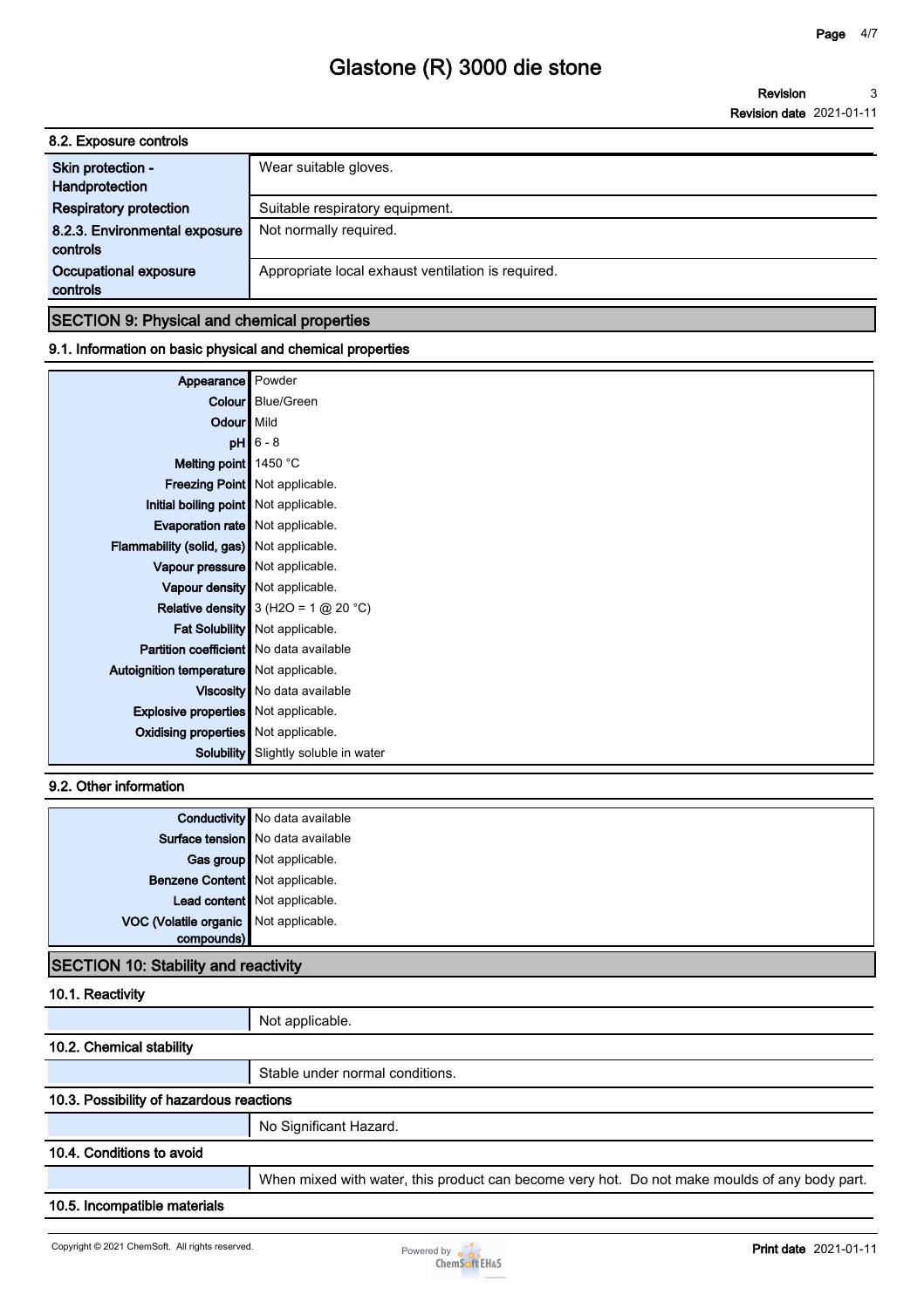### 8.2. Exposure controls

| | |
|---|---|
| Skin protection - Handprotection | Wear suitable gloves. |
| Respiratory protection | Suitable respiratory equipment. |
| 8.2.3. Environmental exposure controls | Not normally required. |
| Occupational exposure controls | Appropriate local exhaust ventilation is required. |

## SECTION 9: Physical and chemical properties

### 9.1. Information on basic physical and chemical properties

| | |
|---|---|
| Appearance | Powder |
| Colour | Blue/Green |
| Odour | Mild |
| pH | 6 - 8 |
| Melting point | 1450 °C |
| Freezing Point | Not applicable. |
| Initial boiling point | Not applicable. |
| Evaporation rate | Not applicable. |
| Flammability (solid, gas) | Not applicable. |
| Vapour pressure | Not applicable. |
| Vapour density | Not applicable. |
| Relative density | 3 ($H_2O$ = 1 @ 20 °C) |
| Fat Solubility | Not applicable. |
| Partition coefficient | No data available |
| Autoignition temperature | Not applicable. |
| Viscosity | No data available |
| Explosive properties | Not applicable. |
| Oxidising properties | Not applicable. |
| Solubility | Slightly soluble in water |

### 9.2. Other information

| | |
|---|---|
| Conductivity | No data available |
| Surface tension | No data available |
| Gas group | Not applicable. |
| Benzene Content | Not applicable. |
| Lead content | Not applicable. |
| VOC (Volatile organic compounds) | Not applicable. |

## SECTION 10: Stability and reactivity

### 10.1. Reactivity

Not applicable.

### 10.2. Chemical stability

Stable under normal conditions.

### 10.3. Possibility of hazardous reactions

No Significant Hazard.

### 10.4. Conditions to avoid

When mixed with water, this product can become very hot. Do not make moulds of any body part.

### 10.5. Incompatible materials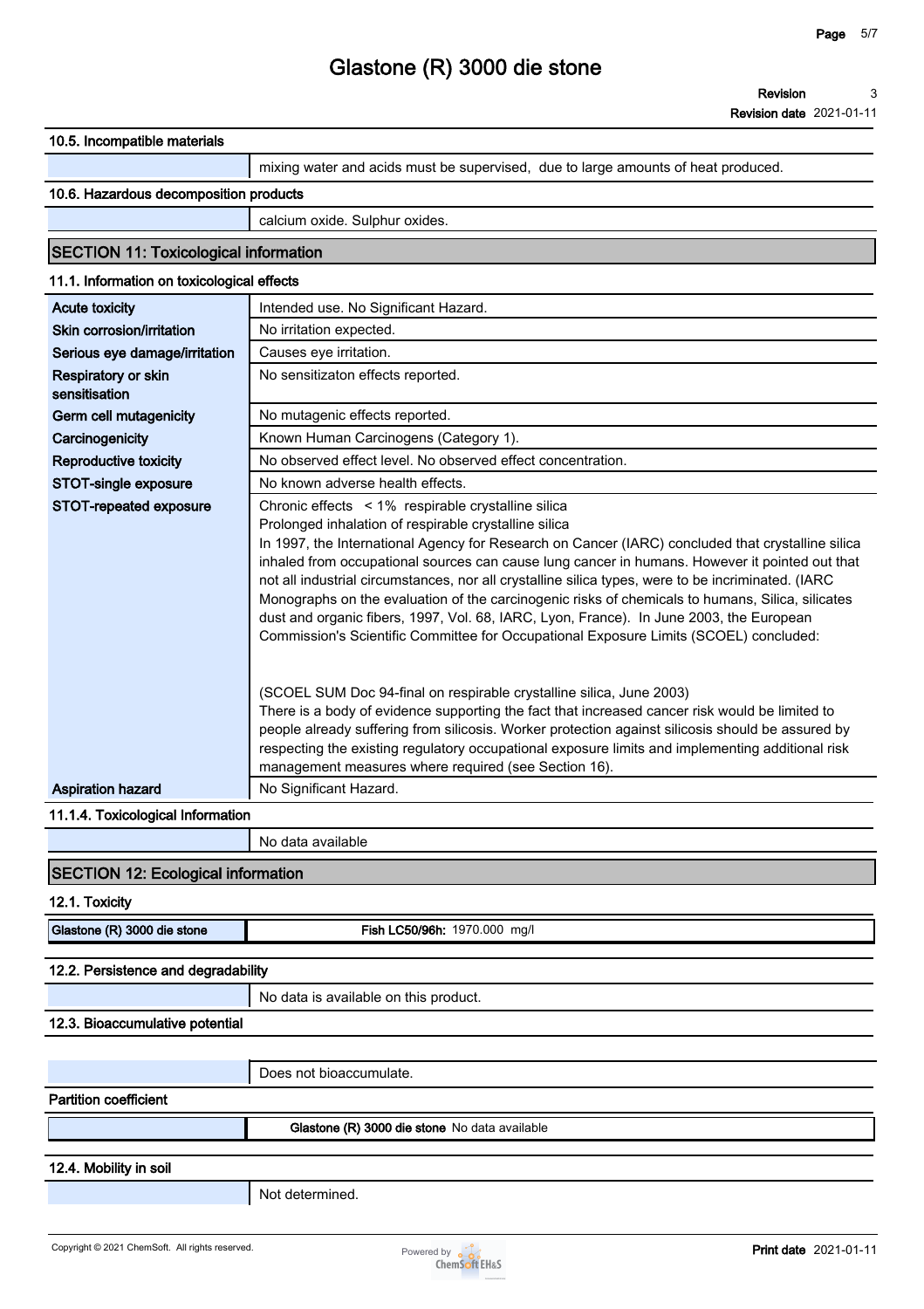#### 10.5. Incompatible materials

| | |
|---|---|
| | mixing water and acids must be supervised, due to large amounts of heat produced. |

#### 10.6. Hazardous decomposition products

| | |
|---|---|
| | calcium oxide. Sulphur oxides. |

## SECTION 11: Toxicological information

#### 11.1. Information on toxicological effects

| | |
|---|---|
| **Acute toxicity** | Intended use. No Significant Hazard. |
| **Skin corrosion/irritation** | No irritation expected. |
| **Serious eye damage/irritation** | Causes eye irritation. |
| **Respiratory or skin sensitisation** | No sensitizaton effects reported. |
| **Germ cell mutagenicity** | No mutagenic effects reported. |
| **Carcinogenicity** | Known Human Carcinogens (Category 1). |
| **Reproductive toxicity** | No observed effect level. No observed effect concentration. |
| **STOT-single exposure** | No known adverse health effects. |
| **STOT-repeated exposure** | Chronic effects < 1% respirable crystalline silica<br>Prolonged inhalation of respirable crystalline silica<br>In 1997, the International Agency for Research on Cancer (IARC) concluded that crystalline silica inhaled from occupational sources can cause lung cancer in humans. However it pointed out that not all industrial circumstances, nor all crystalline silica types, were to be incriminated. (IARC Monographs on the evaluation of the carcinogenic risks of chemicals to humans, Silica, silicates dust and organic fibers, 1997, Vol. 68, IARC, Lyon, France). In June 2003, the European Commission's Scientific Committee for Occupational Exposure Limits (SCOEL) concluded:<br><br>(SCOEL SUM Doc 94-final on respirable crystalline silica, June 2003)<br>There is a body of evidence supporting the fact that increased cancer risk would be limited to people already suffering from silicosis. Worker protection against silicosis should be assured by respecting the existing regulatory occupational exposure limits and implementing additional risk management measures where required (see Section 16). |
| **Aspiration hazard** | No Significant Hazard. |

#### 11.1.4. Toxicological Information

| | |
|---|---|
| | No data available |

## SECTION 12: Ecological information

#### 12.1. Toxicity

| | |
|---|---|
| **Glastone (R) 3000 die stone** | **Fish LC50/96h:** 1970.000 mg/l |

#### 12.2. Persistence and degradability

| | |
|---|---|
| | No data is available on this product. |

#### 12.3. Bioaccumulative potential

| | |
|---|---|
| | Does not bioaccumulate. |

**Partition coefficient**

| | |
|---|---|
| | **Glastone (R) 3000 die stone** No data available |

#### 12.4. Mobility in soil

| | |
|---|---|
| | Not determined. |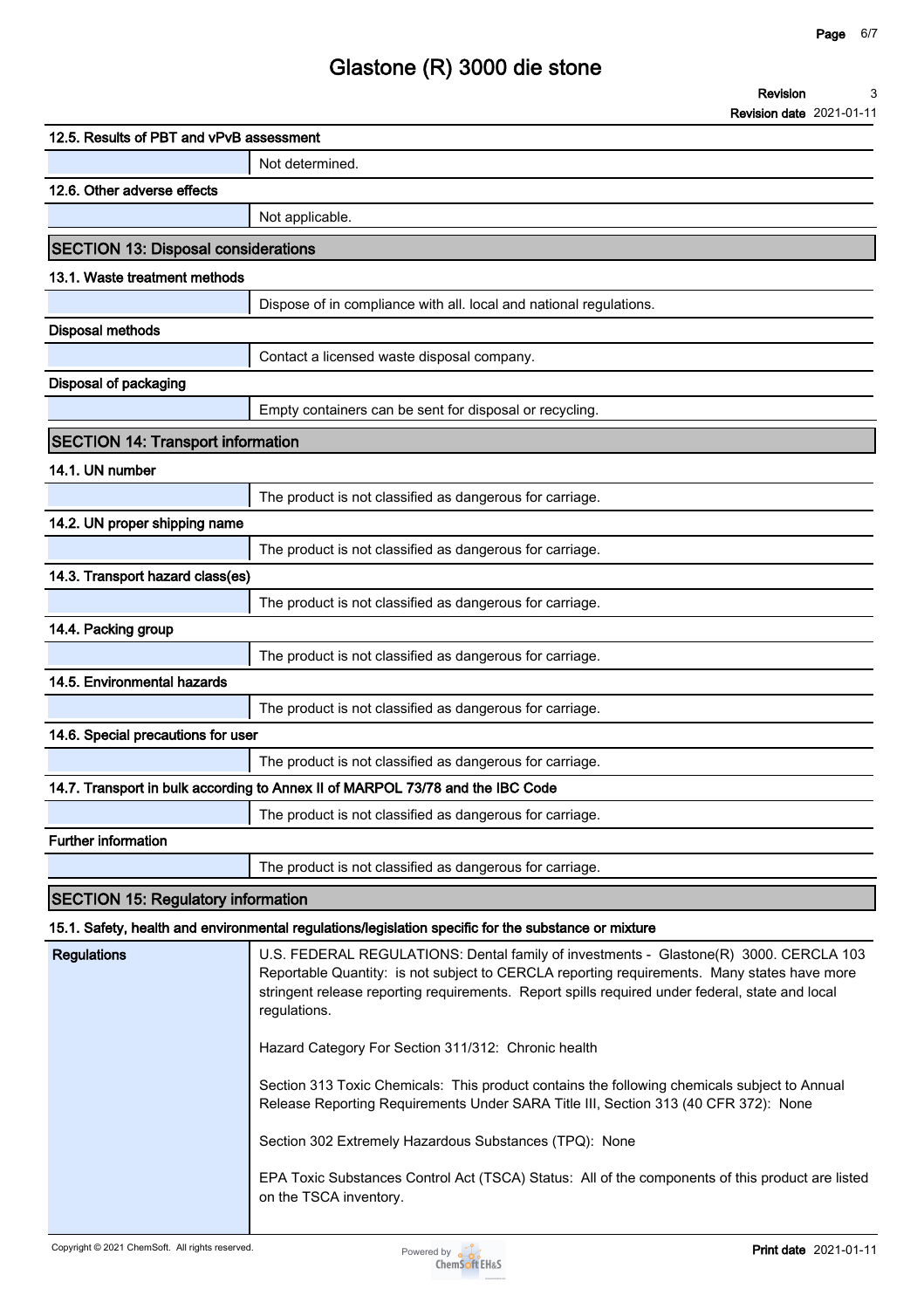### 12.5. Results of PBT and vPvB assessment

| | |
|---|---|
| | Not determined. |

### 12.6. Other adverse effects

| | |
|---|---|
| | Not applicable. |

## SECTION 13: Disposal considerations

### 13.1. Waste treatment methods

| | |
|---|---|
| | Dispose of in compliance with all. local and national regulations. |

### Disposal methods

| | |
|---|---|
| | Contact a licensed waste disposal company. |

### Disposal of packaging

| | |
|---|---|
| | Empty containers can be sent for disposal or recycling. |

## SECTION 14: Transport information

### 14.1. UN number

| | |
|---|---|
| | The product is not classified as dangerous for carriage. |

### 14.2. UN proper shipping name

| | |
|---|---|
| | The product is not classified as dangerous for carriage. |

### 14.3. Transport hazard class(es)

| | |
|---|---|
| | The product is not classified as dangerous for carriage. |

### 14.4. Packing group

| | |
|---|---|
| | The product is not classified as dangerous for carriage. |

### 14.5. Environmental hazards

| | |
|---|---|
| | The product is not classified as dangerous for carriage. |

### 14.6. Special precautions for user

| | |
|---|---|
| | The product is not classified as dangerous for carriage. |

### 14.7. Transport in bulk according to Annex II of MARPOL 73/78 and the IBC Code

| | |
|---|---|
| | The product is not classified as dangerous for carriage. |

### Further information

| | |
|---|---|
| | The product is not classified as dangerous for carriage. |

## SECTION 15: Regulatory information

### 15.1. Safety, health and environmental regulations/legislation specific for the substance or mixture

**Regulations**

U.S. FEDERAL REGULATIONS: Dental family of investments - Glastone(R) 3000. CERCLA 103 Reportable Quantity: is not subject to CERCLA reporting requirements. Many states have more stringent release reporting requirements. Report spills required under federal, state and local regulations.

Hazard Category For Section 311/312: Chronic health

Section 313 Toxic Chemicals: This product contains the following chemicals subject to Annual Release Reporting Requirements Under SARA Title III, Section 313 (40 CFR 372): None

Section 302 Extremely Hazardous Substances (TPQ): None

EPA Toxic Substances Control Act (TSCA) Status: All of the components of this product are listed on the TSCA inventory.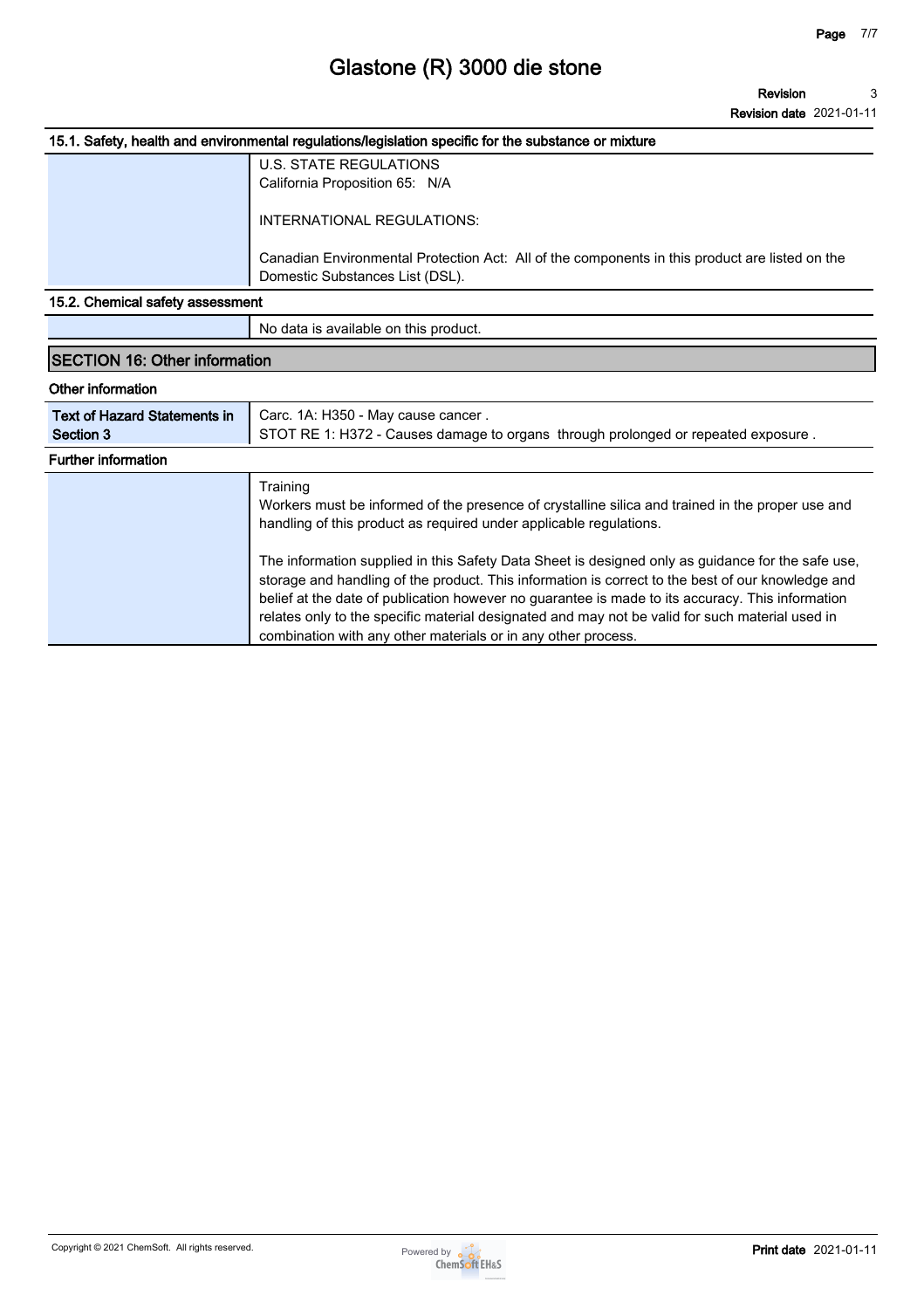### 15.1. Safety, health and environmental regulations/legislation specific for the substance or mixture

| | |
|---|---|
| | U.S. STATE REGULATIONS<br>California Proposition 65: N/A<br><br>INTERNATIONAL REGULATIONS:<br><br>Canadian Environmental Protection Act: All of the components in this product are listed on the Domestic Substances List (DSL). |

### 15.2. Chemical safety assessment

| | |
|---|---|
| | No data is available on this product. |

## SECTION 16: Other information

### Other information

| | |
|---|---|
| **Text of Hazard Statements in Section 3** | Carc. 1A: H350 - May cause cancer .<br>STOT RE 1: H372 - Causes damage to organs through prolonged or repeated exposure . |

### Further information

| | |
|---|---|
| | Training<br>Workers must be informed of the presence of crystalline silica and trained in the proper use and handling of this product as required under applicable regulations.<br><br>The information supplied in this Safety Data Sheet is designed only as guidance for the safe use, storage and handling of the product. This information is correct to the best of our knowledge and belief at the date of publication however no guarantee is made to its accuracy. This information relates only to the specific material designated and may not be valid for such material used in combination with any other materials or in any other process. |